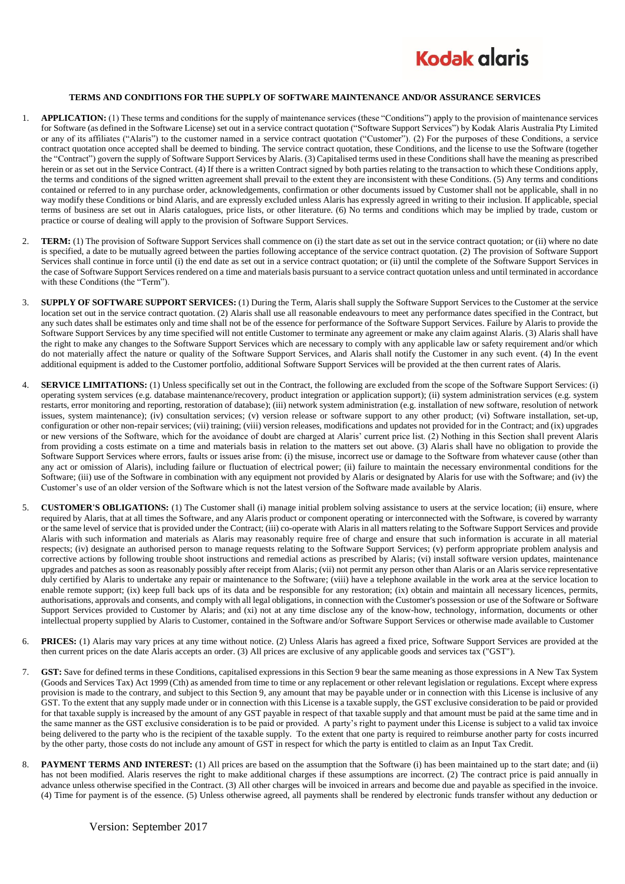# TERMS AND CONDITIONS FOR THE SUPPLY OF SOFTWARE MAINTENANCE AND/OR ASSURANCE SERVICES

1. **APPLICATION:** (1) These terms and conditions for the supply of maintenance services (these "Conditions") apply to the provision of maintenance services for Software (as defined in the Software License) set out in a service contract quotation ("Software Support Services") by Kodak Alaris Australia Pty Limited or any of its affiliates ("Alaris") to the customer named in a service contract quotation ("Customer"). (2) For the purposes of these Conditions, a service contract quotation once accepted shall be deemed to binding. The service contract quotation, these Conditions, and the license to use the Software (together the "Contract") govern the supply of Software Support Services by Alaris. (3) Capitalised terms used in these Conditions shall have the meaning as prescribed herein or as set out in the Service Contract. (4) If there is a written Contract signed by both parties relating to the transaction to which these Conditions apply, the terms and conditions of the signed written agreement shall prevail to the extent they are inconsistent with these Conditions. (5) Any terms and conditions contained or referred to in any purchase order, acknowledgements, confirmation or other documents issued by Customer shall not be applicable, shall in no way modify these Conditions or bind Alaris, and are expressly excluded unless Alaris has expressly agreed in writing to their inclusion. If applicable, special terms of business are set out in Alaris catalogues, price lists, or other literature. (6) No terms and conditions which may be implied by trade, custom or practice or course of dealing will apply to the provision of Software Support Services.

2. **TERM:** (1) The provision of Software Support Services shall commence on (i) the start date as set out in the service contract quotation; or (ii) where no date is specified, a date to be mutually agreed between the parties following acceptance of the service contract quotation. (2) The provision of Software Support Services shall continue in force until (i) the end date as set out in a service contract quotation; or (ii) until the complete of the Software Support Services in the case of Software Support Services rendered on a time and materials basis pursuant to a service contract quotation unless and until terminated in accordance with these Conditions (the "Term").

3. **SUPPLY OF SOFTWARE SUPPORT SERVICES:** (1) During the Term, Alaris shall supply the Software Support Services to the Customer at the service location set out in the service contract quotation. (2) Alaris shall use all reasonable endeavours to meet any performance dates specified in the Contract, but any such dates shall be estimates only and time shall not be of the essence for performance of the Software Support Services. Failure by Alaris to provide the Software Support Services by any time specified will not entitle Customer to terminate any agreement or make any claim against Alaris. (3) Alaris shall have the right to make any changes to the Software Support Services which are necessary to comply with any applicable law or safety requirement and/or which do not materially affect the nature or quality of the Software Support Services, and Alaris shall notify the Customer in any such event. (4) In the event additional equipment is added to the Customer portfolio, additional Software Support Services will be provided at the then current rates of Alaris.

4. **SERVICE LIMITATIONS:** (1) Unless specifically set out in the Contract, the following are excluded from the scope of the Software Support Services: (i) operating system services (e.g. database maintenance/recovery, product integration or application support); (ii) system administration services (e.g. system restarts, error monitoring and reporting, restoration of database); (iii) network system administration (e.g. installation of new software, resolution of network issues, system maintenance); (iv) consultation services; (v) version release or software support to any other product; (vi) Software installation, set-up, configuration or other non-repair services; (vii) training; (viii) version releases, modifications and updates not provided for in the Contract; and (ix) upgrades or new versions of the Software, which for the avoidance of doubt are charged at Alaris' current price list. (2) Nothing in this Section shall prevent Alaris from providing a costs estimate on a time and materials basis in relation to the matters set out above. (3) Alaris shall have no obligation to provide the Software Support Services where errors, faults or issues arise from: (i) the misuse, incorrect use or damage to the Software from whatever cause (other than any act or omission of Alaris), including failure or fluctuation of electrical power; (ii) failure to maintain the necessary environmental conditions for the Software; (iii) use of the Software in combination with any equipment not provided by Alaris or designated by Alaris for use with the Software; and (iv) the Customer's use of an older version of the Software which is not the latest version of the Software made available by Alaris.

5. **CUSTOMER'S OBLIGATIONS:** (1) The Customer shall (i) manage initial problem solving assistance to users at the service location; (ii) ensure, where required by Alaris, that at all times the Software, and any Alaris product or component operating or interconnected with the Software, is covered by warranty or the same level of service that is provided under the Contract; (iii) co-operate with Alaris in all matters relating to the Software Support Services and provide Alaris with such information and materials as Alaris may reasonably require free of charge and ensure that such information is accurate in all material respects; (iv) designate an authorised person to manage requests relating to the Software Support Services; (v) perform appropriate problem analysis and corrective actions by following trouble shoot instructions and remedial actions as prescribed by Alaris; (vi) install software version updates, maintenance upgrades and patches as soon as reasonably possibly after receipt from Alaris; (vii) not permit any person other than Alaris or an Alaris service representative duly certified by Alaris to undertake any repair or maintenance to the Software; (viii) have a telephone available in the work area at the service location to enable remote support; (ix) keep full back ups of its data and be responsible for any restoration; (ix) obtain and maintain all necessary licences, permits, authorisations, approvals and consents, and comply with all legal obligations, in connection with the Customer's possession or use of the Software or Software Support Services provided to Customer by Alaris; and (xi) not at any time disclose any of the know-how, technology, information, documents or other intellectual property supplied by Alaris to Customer, contained in the Software and/or Software Support Services or otherwise made available to Customer

6. **PRICES:** (1) Alaris may vary prices at any time without notice. (2) Unless Alaris has agreed a fixed price, Software Support Services are provided at the then current prices on the date Alaris accepts an order. (3) All prices are exclusive of any applicable goods and services tax ("GST").

7. **GST:** Save for defined terms in these Conditions, capitalised expressions in this Section 9 bear the same meaning as those expressions in A New Tax System (Goods and Services Tax) Act 1999 (Cth) as amended from time to time or any replacement or other relevant legislation or regulations. Except where express provision is made to the contrary, and subject to this Section 9, any amount that may be payable under or in connection with this License is inclusive of any GST. To the extent that any supply made under or in connection with this License is a taxable supply, the GST exclusive consideration to be paid or provided for that taxable supply is increased by the amount of any GST payable in respect of that taxable supply and that amount must be paid at the same time and in the same manner as the GST exclusive consideration is to be paid or provided. A party's right to payment under this License is subject to a valid tax invoice being delivered to the party who is the recipient of the taxable supply. To the extent that one party is required to reimburse another party for costs incurred by the other party, those costs do not include any amount of GST in respect for which the party is entitled to claim as an Input Tax Credit.

8. **PAYMENT TERMS AND INTEREST:** (1) All prices are based on the assumption that the Software (i) has been maintained up to the start date; and (ii) has not been modified. Alaris reserves the right to make additional charges if these assumptions are incorrect. (2) The contract price is paid annually in advance unless otherwise specified in the Contract. (3) All other charges will be invoiced in arrears and become due and payable as specified in the invoice. (4) Time for payment is of the essence. (5) Unless otherwise agreed, all payments shall be rendered by electronic funds transfer without any deduction or

Version: September 2017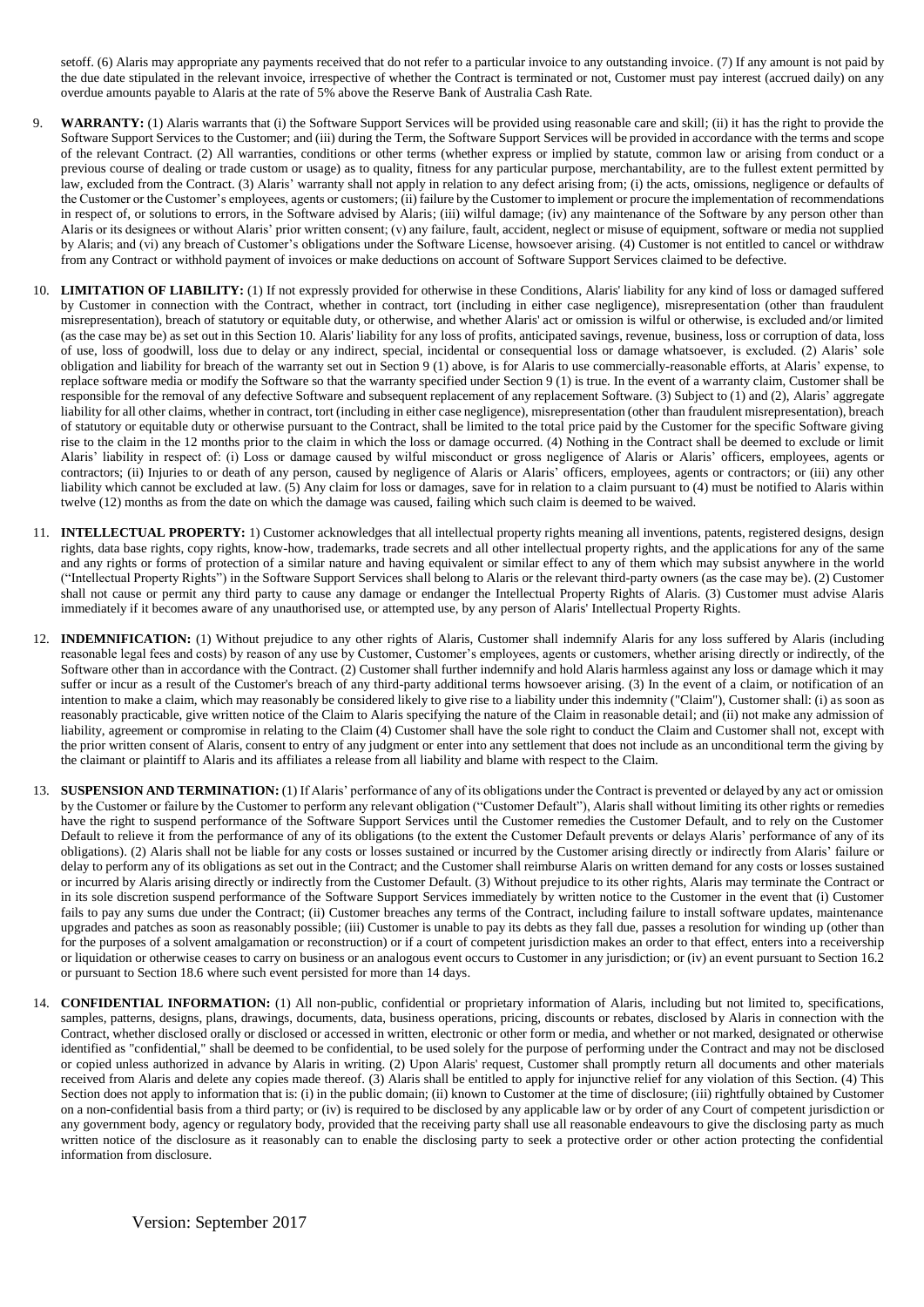setoff. (6) Alaris may appropriate any payments received that do not refer to a particular invoice to any outstanding invoice. (7) If any amount is not paid by the due date stipulated in the relevant invoice, irrespective of whether the Contract is terminated or not, Customer must pay interest (accrued daily) on any overdue amounts payable to Alaris at the rate of 5% above the Reserve Bank of Australia Cash Rate.

9. **WARRANTY:** (1) Alaris warrants that (i) the Software Support Services will be provided using reasonable care and skill; (ii) it has the right to provide the Software Support Services to the Customer; and (iii) during the Term, the Software Support Services will be provided in accordance with the terms and scope of the relevant Contract. (2) All warranties, conditions or other terms (whether express or implied by statute, common law or arising from conduct or a previous course of dealing or trade custom or usage) as to quality, fitness for any particular purpose, merchantability, are to the fullest extent permitted by law, excluded from the Contract. (3) Alaris' warranty shall not apply in relation to any defect arising from; (i) the acts, omissions, negligence or defaults of the Customer or the Customer's employees, agents or customers; (ii) failure by the Customer to implement or procure the implementation of recommendations in respect of, or solutions to errors, in the Software advised by Alaris; (iii) wilful damage; (iv) any maintenance of the Software by any person other than Alaris or its designees or without Alaris' prior written consent; (v) any failure, fault, accident, neglect or misuse of equipment, software or media not supplied by Alaris; and (vi) any breach of Customer's obligations under the Software License, howsoever arising. (4) Customer is not entitled to cancel or withdraw from any Contract or withhold payment of invoices or make deductions on account of Software Support Services claimed to be defective.

10. **LIMITATION OF LIABILITY:** (1) If not expressly provided for otherwise in these Conditions, Alaris' liability for any kind of loss or damaged suffered by Customer in connection with the Contract, whether in contract, tort (including in either case negligence), misrepresentation (other than fraudulent misrepresentation), breach of statutory or equitable duty, or otherwise, and whether Alaris' act or omission is wilful or otherwise, is excluded and/or limited (as the case may be) as set out in this Section 10. Alaris' liability for any loss of profits, anticipated savings, revenue, business, loss or corruption of data, loss of use, loss of goodwill, loss due to delay or any indirect, special, incidental or consequential loss or damage whatsoever, is excluded. (2) Alaris' sole obligation and liability for breach of the warranty set out in Section 9 (1) above, is for Alaris to use commercially-reasonable efforts, at Alaris' expense, to replace software media or modify the Software so that the warranty specified under Section 9 (1) is true. In the event of a warranty claim, Customer shall be responsible for the removal of any defective Software and subsequent replacement of any replacement Software. (3) Subject to (1) and (2), Alaris' aggregate liability for all other claims, whether in contract, tort (including in either case negligence), misrepresentation (other than fraudulent misrepresentation), breach of statutory or equitable duty or otherwise pursuant to the Contract, shall be limited to the total price paid by the Customer for the specific Software giving rise to the claim in the 12 months prior to the claim in which the loss or damage occurred. (4) Nothing in the Contract shall be deemed to exclude or limit Alaris' liability in respect of: (i) Loss or damage caused by wilful misconduct or gross negligence of Alaris or Alaris' officers, employees, agents or contractors; (ii) Injuries to or death of any person, caused by negligence of Alaris or Alaris' officers, employees, agents or contractors; or (iii) any other liability which cannot be excluded at law. (5) Any claim for loss or damages, save for in relation to a claim pursuant to (4) must be notified to Alaris within twelve (12) months as from the date on which the damage was caused, failing which such claim is deemed to be waived.

11. **INTELLECTUAL PROPERTY:** 1) Customer acknowledges that all intellectual property rights meaning all inventions, patents, registered designs, design rights, data base rights, copy rights, know-how, trademarks, trade secrets and all other intellectual property rights, and the applications for any of the same and any rights or forms of protection of a similar nature and having equivalent or similar effect to any of them which may subsist anywhere in the world ("Intellectual Property Rights") in the Software Support Services shall belong to Alaris or the relevant third-party owners (as the case may be). (2) Customer shall not cause or permit any third party to cause any damage or endanger the Intellectual Property Rights of Alaris. (3) Customer must advise Alaris immediately if it becomes aware of any unauthorised use, or attempted use, by any person of Alaris' Intellectual Property Rights.

12. **INDEMNIFICATION:** (1) Without prejudice to any other rights of Alaris, Customer shall indemnify Alaris for any loss suffered by Alaris (including reasonable legal fees and costs) by reason of any use by Customer, Customer's employees, agents or customers, whether arising directly or indirectly, of the Software other than in accordance with the Contract. (2) Customer shall further indemnify and hold Alaris harmless against any loss or damage which it may suffer or incur as a result of the Customer's breach of any third-party additional terms howsoever arising. (3) In the event of a claim, or notification of an intention to make a claim, which may reasonably be considered likely to give rise to a liability under this indemnity ("Claim"), Customer shall: (i) as soon as reasonably practicable, give written notice of the Claim to Alaris specifying the nature of the Claim in reasonable detail; and (ii) not make any admission of liability, agreement or compromise in relating to the Claim (4) Customer shall have the sole right to conduct the Claim and Customer shall not, except with the prior written consent of Alaris, consent to entry of any judgment or enter into any settlement that does not include as an unconditional term the giving by the claimant or plaintiff to Alaris and its affiliates a release from all liability and blame with respect to the Claim.

13. **SUSPENSION AND TERMINATION:** (1) If Alaris' performance of any of its obligations under the Contract is prevented or delayed by any act or omission by the Customer or failure by the Customer to perform any relevant obligation ("Customer Default"), Alaris shall without limiting its other rights or remedies have the right to suspend performance of the Software Support Services until the Customer remedies the Customer Default, and to rely on the Customer Default to relieve it from the performance of any of its obligations (to the extent the Customer Default prevents or delays Alaris' performance of any of its obligations). (2) Alaris shall not be liable for any costs or losses sustained or incurred by the Customer arising directly or indirectly from Alaris' failure or delay to perform any of its obligations as set out in the Contract; and the Customer shall reimburse Alaris on written demand for any costs or losses sustained or incurred by Alaris arising directly or indirectly from the Customer Default. (3) Without prejudice to its other rights, Alaris may terminate the Contract or in its sole discretion suspend performance of the Software Support Services immediately by written notice to the Customer in the event that (i) Customer fails to pay any sums due under the Contract; (ii) Customer breaches any terms of the Contract, including failure to install software updates, maintenance upgrades and patches as soon as reasonably possible; (iii) Customer is unable to pay its debts as they fall due, passes a resolution for winding up (other than for the purposes of a solvent amalgamation or reconstruction) or if a court of competent jurisdiction makes an order to that effect, enters into a receivership or liquidation or otherwise ceases to carry on business or an analogous event occurs to Customer in any jurisdiction; or (iv) an event pursuant to Section 16.2 or pursuant to Section 18.6 where such event persisted for more than 14 days.

14. **CONFIDENTIAL INFORMATION:** (1) All non-public, confidential or proprietary information of Alaris, including but not limited to, specifications, samples, patterns, designs, plans, drawings, documents, data, business operations, pricing, discounts or rebates, disclosed by Alaris in connection with the Contract, whether disclosed orally or disclosed or accessed in written, electronic or other form or media, and whether or not marked, designated or otherwise identified as "confidential," shall be deemed to be confidential, to be used solely for the purpose of performing under the Contract and may not be disclosed or copied unless authorized in advance by Alaris in writing. (2) Upon Alaris' request, Customer shall promptly return all documents and other materials received from Alaris and delete any copies made thereof. (3) Alaris shall be entitled to apply for injunctive relief for any violation of this Section. (4) This Section does not apply to information that is: (i) in the public domain; (ii) known to Customer at the time of disclosure; (iii) rightfully obtained by Customer on a non-confidential basis from a third party; or (iv) is required to be disclosed by any applicable law or by order of any Court of competent jurisdiction or any government body, agency or regulatory body, provided that the receiving party shall use all reasonable endeavours to give the disclosing party as much written notice of the disclosure as it reasonably can to enable the disclosing party to seek a protective order or other action protecting the confidential information from disclosure.

Version: September 2017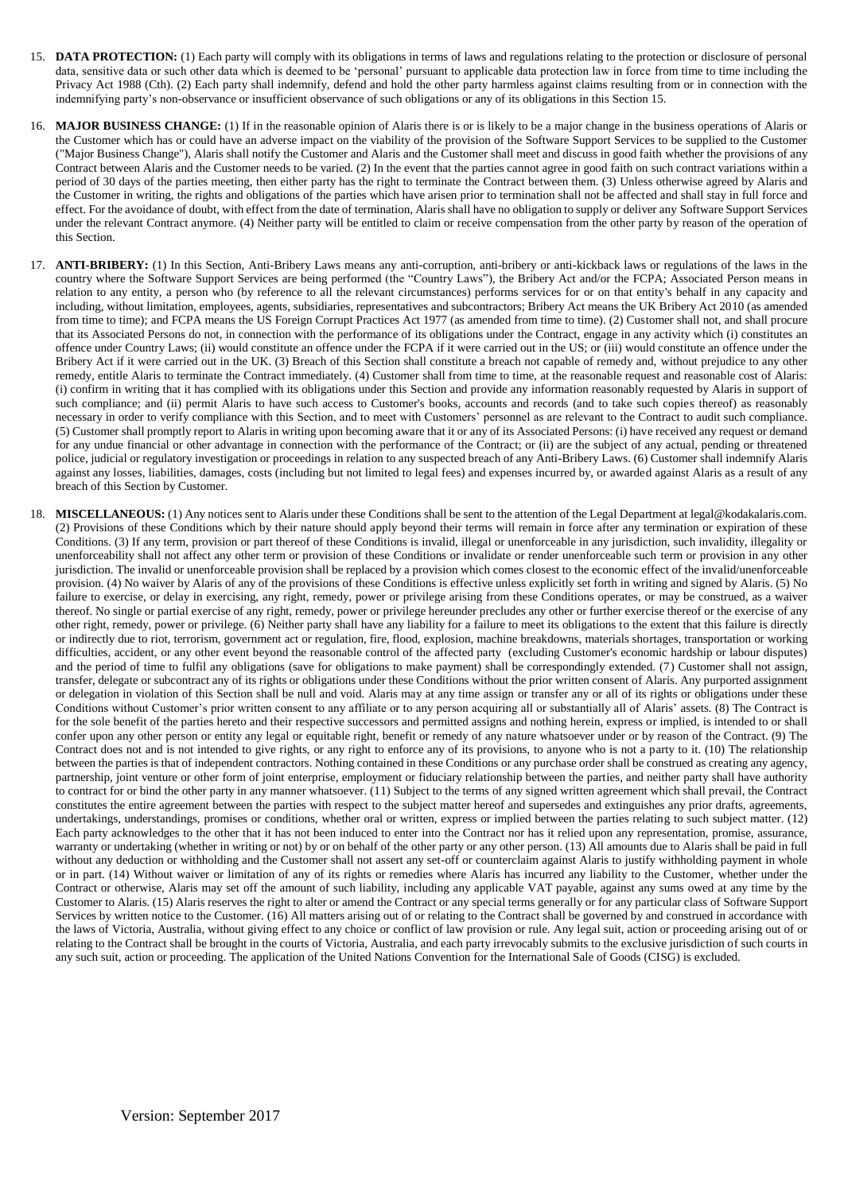15. **DATA PROTECTION:** (1) Each party will comply with its obligations in terms of laws and regulations relating to the protection or disclosure of personal data, sensitive data or such other data which is deemed to be 'personal' pursuant to applicable data protection law in force from time to time including the Privacy Act 1988 (Cth). (2) Each party shall indemnify, defend and hold the other party harmless against claims resulting from or in connection with the indemnifying party's non-observance or insufficient observance of such obligations or any of its obligations in this Section 15.

16. **MAJOR BUSINESS CHANGE:** (1) If in the reasonable opinion of Alaris there is or is likely to be a major change in the business operations of Alaris or the Customer which has or could have an adverse impact on the viability of the provision of the Software Support Services to be supplied to the Customer ("Major Business Change"), Alaris shall notify the Customer and Alaris and the Customer shall meet and discuss in good faith whether the provisions of any Contract between Alaris and the Customer needs to be varied. (2) In the event that the parties cannot agree in good faith on such contract variations within a period of 30 days of the parties meeting, then either party has the right to terminate the Contract between them. (3) Unless otherwise agreed by Alaris and the Customer in writing, the rights and obligations of the parties which have arisen prior to termination shall not be affected and shall stay in full force and effect. For the avoidance of doubt, with effect from the date of termination, Alaris shall have no obligation to supply or deliver any Software Support Services under the relevant Contract anymore. (4) Neither party will be entitled to claim or receive compensation from the other party by reason of the operation of this Section.

17. **ANTI-BRIBERY:** (1) In this Section, Anti-Bribery Laws means any anti-corruption, anti-bribery or anti-kickback laws or regulations of the laws in the country where the Software Support Services are being performed (the "Country Laws"), the Bribery Act and/or the FCPA; Associated Person means in relation to any entity, a person who (by reference to all the relevant circumstances) performs services for or on that entity's behalf in any capacity and including, without limitation, employees, agents, subsidiaries, representatives and subcontractors; Bribery Act means the UK Bribery Act 2010 (as amended from time to time); and FCPA means the US Foreign Corrupt Practices Act 1977 (as amended from time to time). (2) Customer shall not, and shall procure that its Associated Persons do not, in connection with the performance of its obligations under the Contract, engage in any activity which (i) constitutes an offence under Country Laws; (ii) would constitute an offence under the FCPA if it were carried out in the US; or (iii) would constitute an offence under the Bribery Act if it were carried out in the UK. (3) Breach of this Section shall constitute a breach not capable of remedy and, without prejudice to any other remedy, entitle Alaris to terminate the Contract immediately. (4) Customer shall from time to time, at the reasonable request and reasonable cost of Alaris: (i) confirm in writing that it has complied with its obligations under this Section and provide any information reasonably requested by Alaris in support of such compliance; and (ii) permit Alaris to have such access to Customer's books, accounts and records (and to take such copies thereof) as reasonably necessary in order to verify compliance with this Section, and to meet with Customers' personnel as are relevant to the Contract to audit such compliance. (5) Customer shall promptly report to Alaris in writing upon becoming aware that it or any of its Associated Persons: (i) have received any request or demand for any undue financial or other advantage in connection with the performance of the Contract; or (ii) are the subject of any actual, pending or threatened police, judicial or regulatory investigation or proceedings in relation to any suspected breach of any Anti-Bribery Laws. (6) Customer shall indemnify Alaris against any losses, liabilities, damages, costs (including but not limited to legal fees) and expenses incurred by, or awarded against Alaris as a result of any breach of this Section by Customer.

18. **MISCELLANEOUS:** (1) Any notices sent to Alaris under these Conditions shall be sent to the attention of the Legal Department at legal@kodakalaris.com. (2) Provisions of these Conditions which by their nature should apply beyond their terms will remain in force after any termination or expiration of these Conditions. (3) If any term, provision or part thereof of these Conditions is invalid, illegal or unenforceable in any jurisdiction, such invalidity, illegality or unenforceability shall not affect any other term or provision of these Conditions or invalidate or render unenforceable such term or provision in any other jurisdiction. The invalid or unenforceable provision shall be replaced by a provision which comes closest to the economic effect of the invalid/unenforceable provision. (4) No waiver by Alaris of any of the provisions of these Conditions is effective unless explicitly set forth in writing and signed by Alaris. (5) No failure to exercise, or delay in exercising, any right, remedy, power or privilege arising from these Conditions operates, or may be construed, as a waiver thereof. No single or partial exercise of any right, remedy, power or privilege hereunder precludes any other or further exercise thereof or the exercise of any other right, remedy, power or privilege. (6) Neither party shall have any liability for a failure to meet its obligations to the extent that this failure is directly or indirectly due to riot, terrorism, government act or regulation, fire, flood, explosion, machine breakdowns, materials shortages, transportation or working difficulties, accident, or any other event beyond the reasonable control of the affected party (excluding Customer's economic hardship or labour disputes) and the period of time to fulfil any obligations (save for obligations to make payment) shall be correspondingly extended. (7) Customer shall not assign, transfer, delegate or subcontract any of its rights or obligations under these Conditions without the prior written consent of Alaris. Any purported assignment or delegation in violation of this Section shall be null and void. Alaris may at any time assign or transfer any or all of its rights or obligations under these Conditions without Customer's prior written consent to any affiliate or to any person acquiring all or substantially all of Alaris' assets. (8) The Contract is for the sole benefit of the parties hereto and their respective successors and permitted assigns and nothing herein, express or implied, is intended to or shall confer upon any other person or entity any legal or equitable right, benefit or remedy of any nature whatsoever under or by reason of the Contract. (9) The Contract does not and is not intended to give rights, or any right to enforce any of its provisions, to anyone who is not a party to it. (10) The relationship between the parties is that of independent contractors. Nothing contained in these Conditions or any purchase order shall be construed as creating any agency, partnership, joint venture or other form of joint enterprise, employment or fiduciary relationship between the parties, and neither party shall have authority to contract for or bind the other party in any manner whatsoever. (11) Subject to the terms of any signed written agreement which shall prevail, the Contract constitutes the entire agreement between the parties with respect to the subject matter hereof and supersedes and extinguishes any prior drafts, agreements, undertakings, understandings, promises or conditions, whether oral or written, express or implied between the parties relating to such subject matter. (12) Each party acknowledges to the other that it has not been induced to enter into the Contract nor has it relied upon any representation, promise, assurance, warranty or undertaking (whether in writing or not) by or on behalf of the other party or any other person. (13) All amounts due to Alaris shall be paid in full without any deduction or withholding and the Customer shall not assert any set-off or counterclaim against Alaris to justify withholding payment in whole or in part. (14) Without waiver or limitation of any of its rights or remedies where Alaris has incurred any liability to the Customer, whether under the Contract or otherwise, Alaris may set off the amount of such liability, including any applicable VAT payable, against any sums owed at any time by the Customer to Alaris. (15) Alaris reserves the right to alter or amend the Contract or any special terms generally or for any particular class of Software Support Services by written notice to the Customer. (16) All matters arising out of or relating to the Contract shall be governed by and construed in accordance with the laws of Victoria, Australia, without giving effect to any choice or conflict of law provision or rule. Any legal suit, action or proceeding arising out of or relating to the Contract shall be brought in the courts of Victoria, Australia, and each party irrevocably submits to the exclusive jurisdiction of such courts in any such suit, action or proceeding. The application of the United Nations Convention for the International Sale of Goods (CISG) is excluded.

Version: September 2017